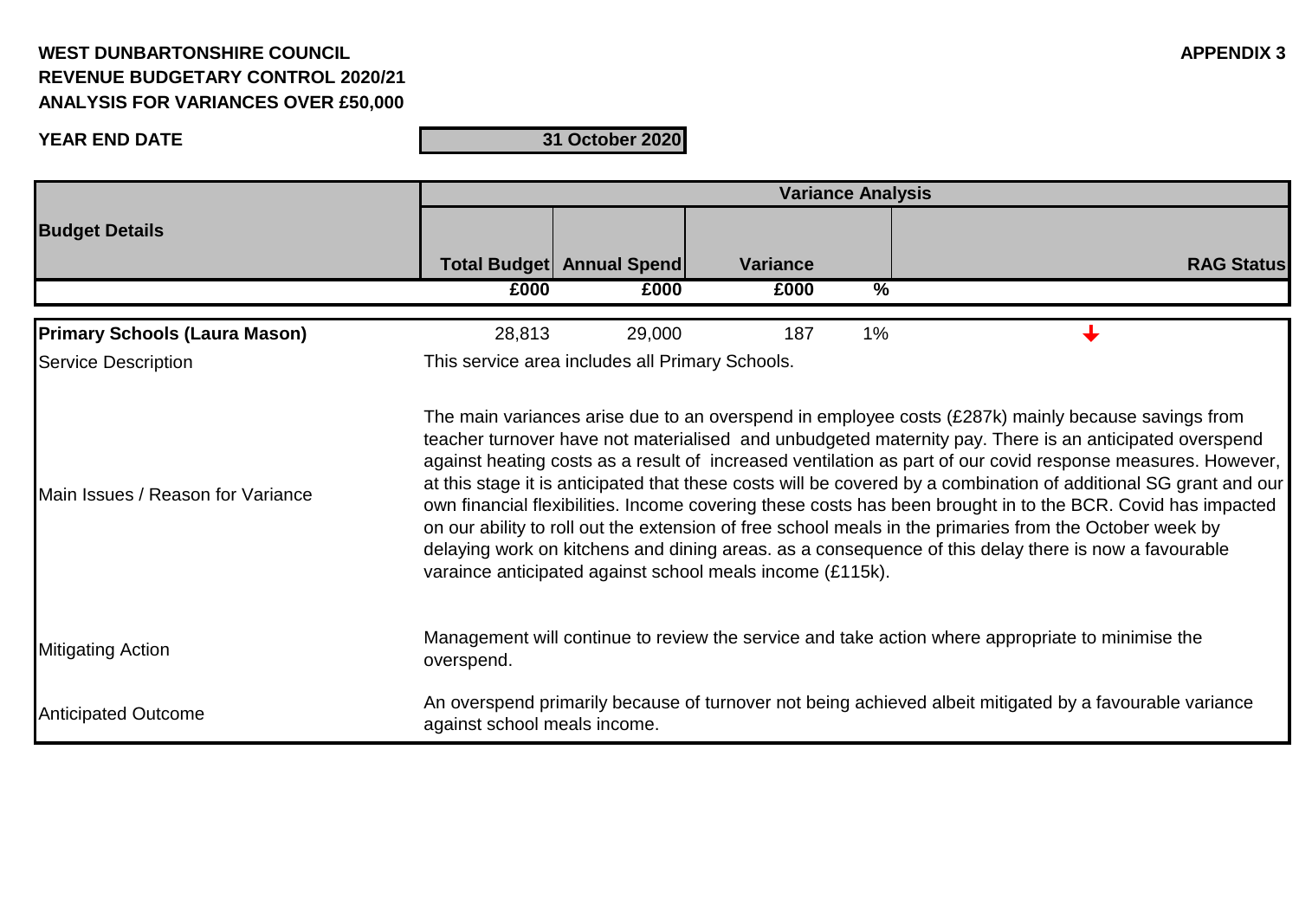**WEST DUNBARTONSHIRE COUNCIL**
**REVENUE BUDGETARY CONTROL 2020/21**
**ANALYSIS FOR VARIANCES OVER £50,000**

**APPENDIX 3**

**YEAR END DATE** | **31 October 2020**

| Budget Details | Variance Analysis | | | | |
|---|---|---|---|---|---|
| | **Total Budget** | **Annual Spend** | **Variance** | | **RAG Status** |
| | **£000** | **£000** | **£000** | **%** | |
| **Primary Schools (Laura Mason)** | 28,813 | 29,000 | 187 | 1% | ↓ |
| Service Description | This service area includes all Primary Schools. | | | | |
| Main Issues / Reason for Variance | The main variances arise due to an overspend in employee costs (£287k) mainly because savings from teacher turnover have not materialised and unbudgeted maternity pay. There is an anticipated overspend against heating costs as a result of increased ventilation as part of our covid response measures. However, at this stage it is anticipated that these costs will be covered by a combination of additional SG grant and our own financial flexibilities. Income covering these costs has been brought in to the BCR. Covid has impacted on our ability to roll out the extension of free school meals in the primaries from the October week by delaying work on kitchens and dining areas. as a consequence of this delay there is now a favourable varaince anticipated against school meals income (£115k). | | | | |
| Mitigating Action | Management will continue to review the service and take action where appropriate to minimise the overspend. | | | | |
| Anticipated Outcome | An overspend primarily because of turnover not being achieved albeit mitigated by a favourable variance against school meals income. | | | | |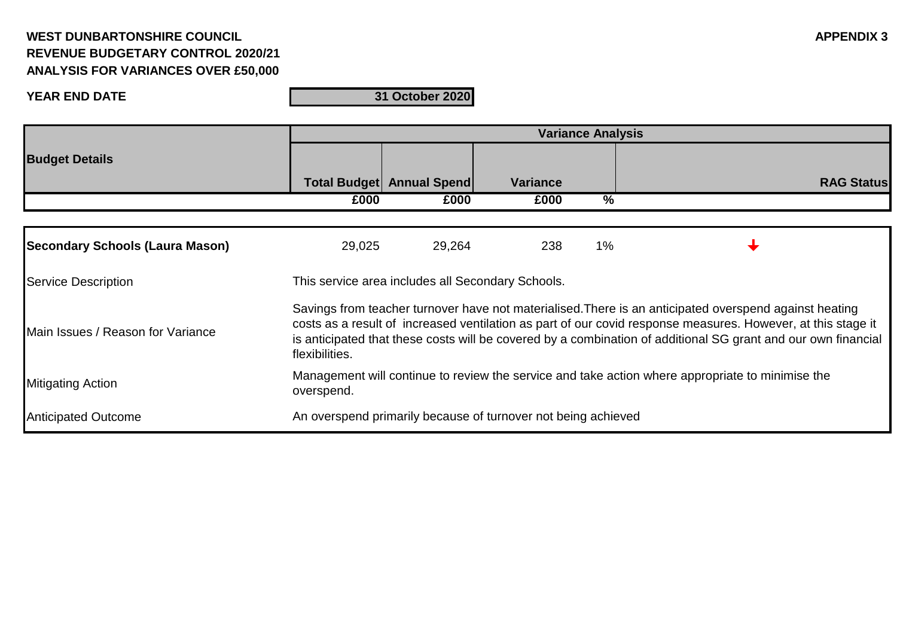**WEST DUNBARTONSHIRE COUNCIL**
**REVENUE BUDGETARY CONTROL 2020/21**
**ANALYSIS FOR VARIANCES OVER £50,000**

**APPENDIX 3**

**YEAR END DATE** **31 October 2020**

| Budget Details | Variance Analysis | | | | |
|---|---|---|---|---|---|
| | Total Budget | Annual Spend | Variance | | RAG Status |
| | £000 | £000 | £000 | % | |
| **Secondary Schools (Laura Mason)** | 29,025 | 29,264 | 238 | 1% | ↓ |

| | |
|---|---|
| Service Description | This service area includes all Secondary Schools. |
| Main Issues / Reason for Variance | Savings from teacher turnover have not materialised.There is an anticipated overspend against heating costs as a result of increased ventilation as part of our covid response measures. However, at this stage it is anticipated that these costs will be covered by a combination of additional SG grant and our own financial flexibilities. |
| Mitigating Action | Management will continue to review the service and take action where appropriate to minimise the overspend. |
| Anticipated Outcome | An overspend primarily because of turnover not being achieved |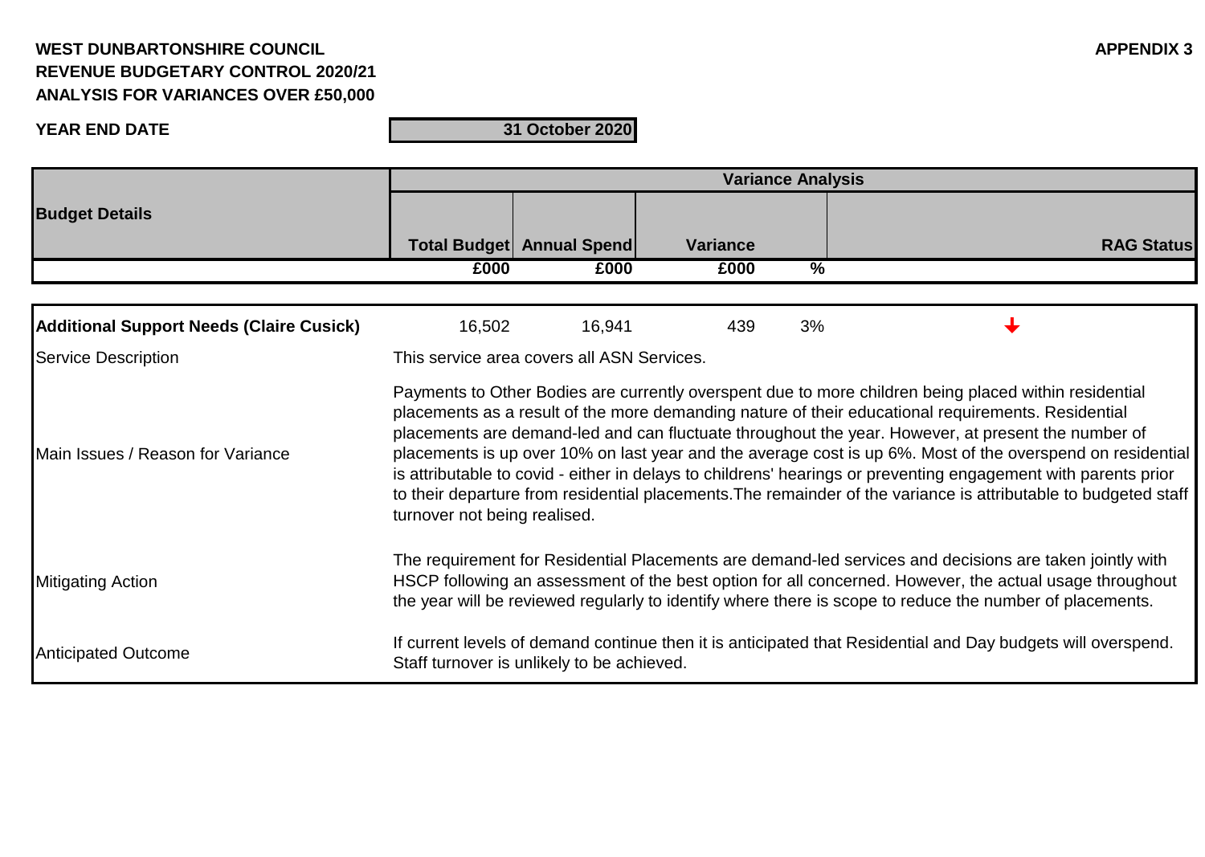**WEST DUNBARTONSHIRE COUNCIL**
**REVENUE BUDGETARY CONTROL 2020/21**
**ANALYSIS FOR VARIANCES OVER £50,000**

**APPENDIX 3**

**YEAR END DATE** | **31 October 2020**

| **Budget Details** | **Variance Analysis** | | | | |
|---|---|---|---|---|---|
| | **Total Budget** | **Annual Spend** | **Variance** | | **RAG Status** |
| | **£000** | **£000** | **£000** | **%** | |
| **Additional Support Needs (Claire Cusick)** | 16,502 | 16,941 | 439 | 3% | ↓ |
| Service Description | This service area covers all ASN Services. | | | | |
| Main Issues / Reason for Variance | Payments to Other Bodies are currently overspent due to more children being placed within residential placements as a result of the more demanding nature of their educational requirements. Residential placements are demand-led and can fluctuate throughout the year. However, at present the number of placements is up over 10% on last year and the average cost is up 6%. Most of the overspend on residential is attributable to covid - either in delays to childrens' hearings or preventing engagement with parents prior to their departure from residential placements.The remainder of the variance is attributable to budgeted staff turnover not being realised. | | | | |
| Mitigating Action | The requirement for Residential Placements are demand-led services and decisions are taken jointly with HSCP following an assessment of the best option for all concerned. However, the actual usage throughout the year will be reviewed regularly to identify where there is scope to reduce the number of placements. | | | | |
| Anticipated Outcome | If current levels of demand continue then it is anticipated that Residential and Day budgets will overspend. Staff turnover is unlikely to be achieved. | | | | |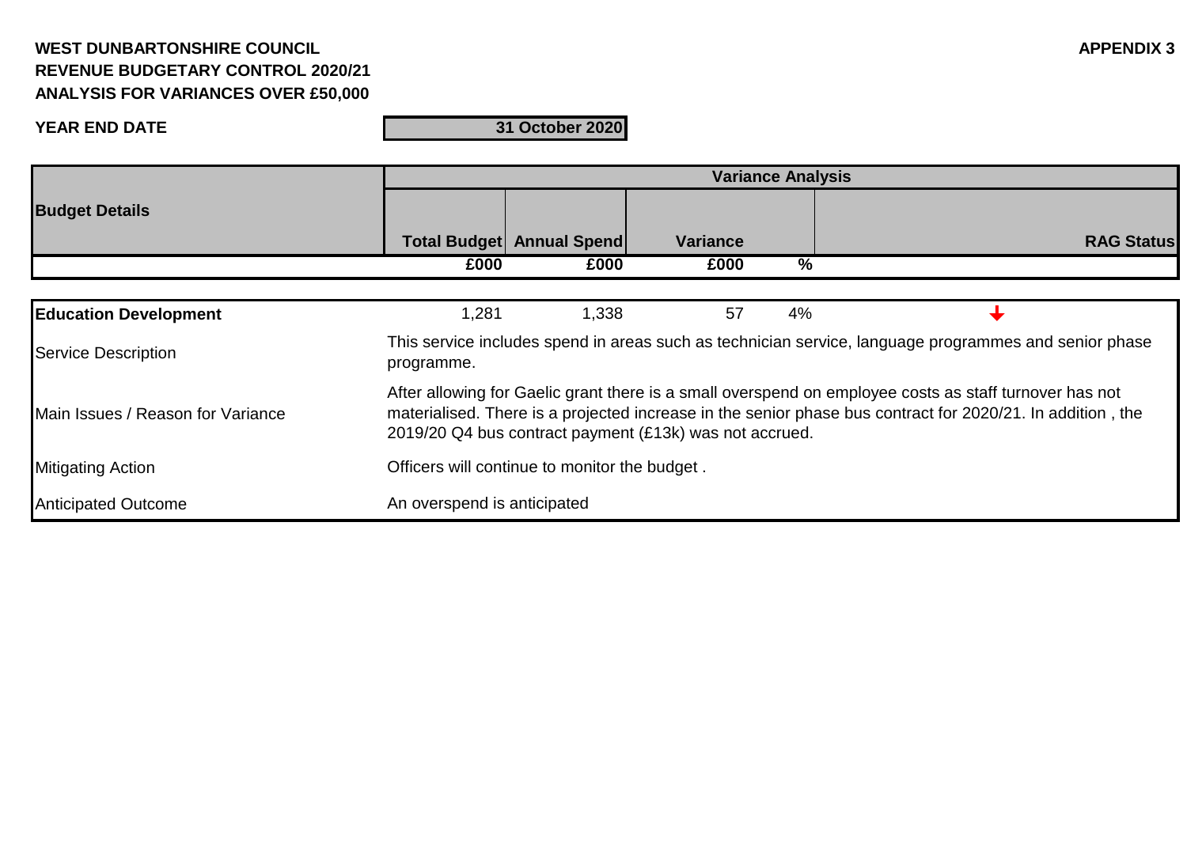**WEST DUNBARTONSHIRE COUNCIL**
**REVENUE BUDGETARY CONTROL 2020/21**
**ANALYSIS FOR VARIANCES OVER £50,000**

**APPENDIX 3**

**YEAR END DATE** | **31 October 2020**

| Budget Details | Variance Analysis | | | | |
|---|---|---|---|---|---|
| | Total Budget | Annual Spend | Variance | | RAG Status |
| | £000 | £000 | £000 | % | |
| **Education Development** | 1,281 | 1,338 | 57 | 4% | ↓ |
| Service Description | This service includes spend in areas such as technician service, language programmes and senior phase programme. | | | | |
| Main Issues / Reason for Variance | After allowing for Gaelic grant there is a small overspend on employee costs as staff turnover has not materialised. There is a projected increase in the senior phase bus contract for 2020/21. In addition , the 2019/20 Q4 bus contract payment (£13k) was not accrued. | | | | |
| Mitigating Action | Officers will continue to monitor the budget . | | | | |
| Anticipated Outcome | An overspend is anticipated | | | | |